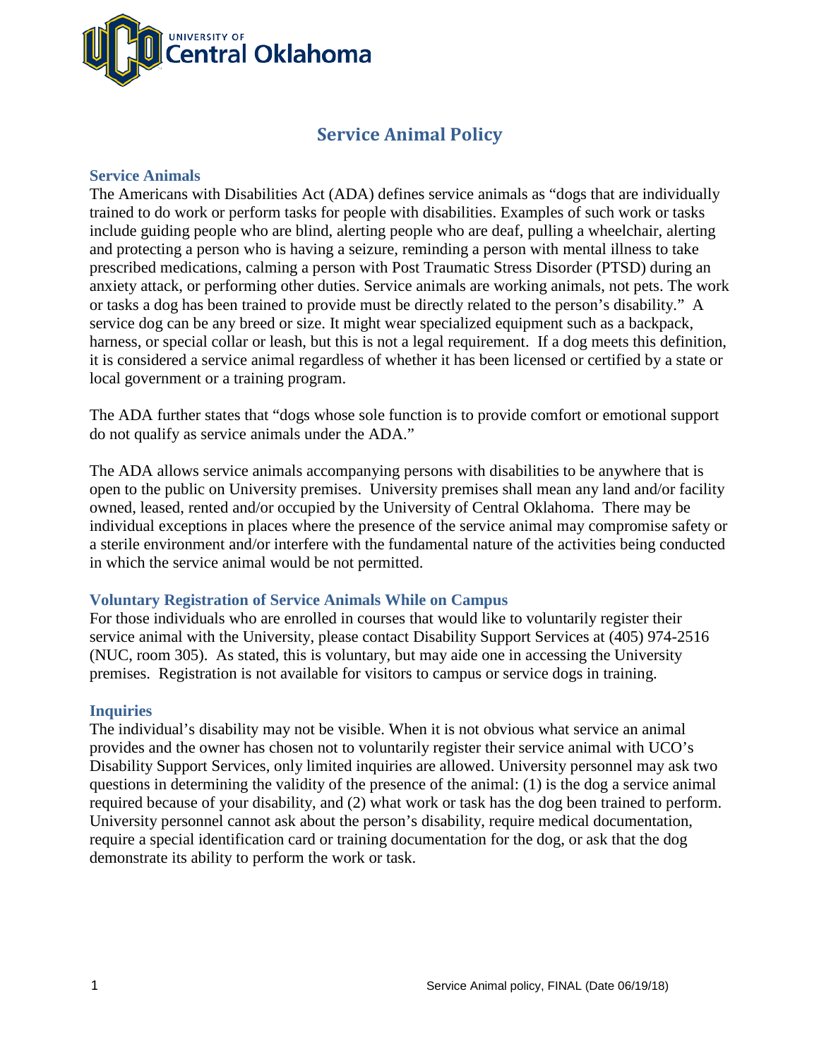# Service Animal Policy

## Service Animals

The Americans with Disabilities Act (ADA) defines service animals as "dogs that are individually trained to do work or perform tasks for people with disabilities. Examples of such work or tasks include guiding people who are blind, alerting people who are deaf, pulling a wheelchair, alerting and protecting a person who is having a seizure, reminding a person with mental illness to take prescribed medications, calming a person with Post Traumatic Stress Disorder (PTSD) during an anxiety attack, or performing other duties. Service animals are working animals, not pets. The work or tasks a dog has been trained to provide must be directly related to the person's disability." A service dog can be any breed or size. It might wear specialized equipment such as a backpack, harness, or special collar or leash, but this is not a legal requirement. If a dog meets this definition, it is considered a service animal regardless of whether it has been licensed or certified by a state or local government or a training program.

The ADA further states that "dogs whose sole function is to provide comfort or emotional support do not qualify as service animals under the ADA."

The ADA allows service animals accompanying persons with disabilities to be anywhere that is open to the public on University premises. University premises shall mean any land and/or facility owned, leased, rented and/or occupied by the University of Central Oklahoma. There may be individual exceptions in places where the presence of the service animal may compromise safety or a sterile environment and/or interfere with the fundamental nature of the activities being conducted in which the service animal would be not permitted.

## Voluntary Registration of Service Animals While on Campus

For those individuals who are enrolled in courses that would like to voluntarily register their service animal with the University, please contact Disability Support Services at (405) 974-2516 (NUC, room 305). As stated, this is voluntary, but may aide one in accessing the University premises. Registration is not available for visitors to campus or service dogs in training.

## Inquiries

The individual's disability may not be visible. When it is not obvious what service an animal provides and the owner has chosen not to voluntarily register their service animal with UCO's Disability Support Services, only limited inquiries are allowed. University personnel may ask two questions in determining the validity of the presence of the animal: (1) is the dog a service animal required because of your disability, and (2) what work or task has the dog been trained to perform. University personnel cannot ask about the person's disability, require medical documentation, require a special identification card or training documentation for the dog, or ask that the dog demonstrate its ability to perform the work or task.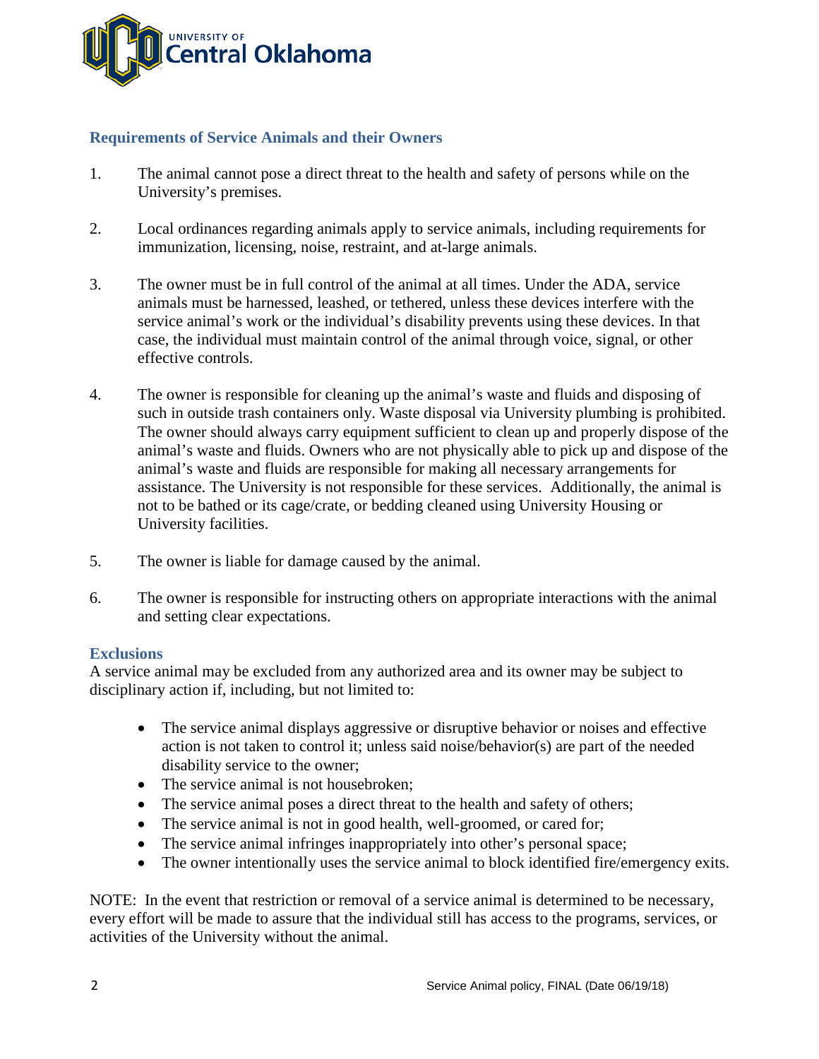## Requirements of Service Animals and their Owners

1. The animal cannot pose a direct threat to the health and safety of persons while on the University's premises.

2. Local ordinances regarding animals apply to service animals, including requirements for immunization, licensing, noise, restraint, and at-large animals.

3. The owner must be in full control of the animal at all times. Under the ADA, service animals must be harnessed, leashed, or tethered, unless these devices interfere with the service animal's work or the individual's disability prevents using these devices. In that case, the individual must maintain control of the animal through voice, signal, or other effective controls.

4. The owner is responsible for cleaning up the animal's waste and fluids and disposing of such in outside trash containers only. Waste disposal via University plumbing is prohibited. The owner should always carry equipment sufficient to clean up and properly dispose of the animal's waste and fluids. Owners who are not physically able to pick up and dispose of the animal's waste and fluids are responsible for making all necessary arrangements for assistance. The University is not responsible for these services. Additionally, the animal is not to be bathed or its cage/crate, or bedding cleaned using University Housing or University facilities.

5. The owner is liable for damage caused by the animal.

6. The owner is responsible for instructing others on appropriate interactions with the animal and setting clear expectations.

## Exclusions

A service animal may be excluded from any authorized area and its owner may be subject to disciplinary action if, including, but not limited to:

- The service animal displays aggressive or disruptive behavior or noises and effective action is not taken to control it; unless said noise/behavior(s) are part of the needed disability service to the owner;
- The service animal is not housebroken;
- The service animal poses a direct threat to the health and safety of others;
- The service animal is not in good health, well-groomed, or cared for;
- The service animal infringes inappropriately into other's personal space;
- The owner intentionally uses the service animal to block identified fire/emergency exits.

NOTE: In the event that restriction or removal of a service animal is determined to be necessary, every effort will be made to assure that the individual still has access to the programs, services, or activities of the University without the animal.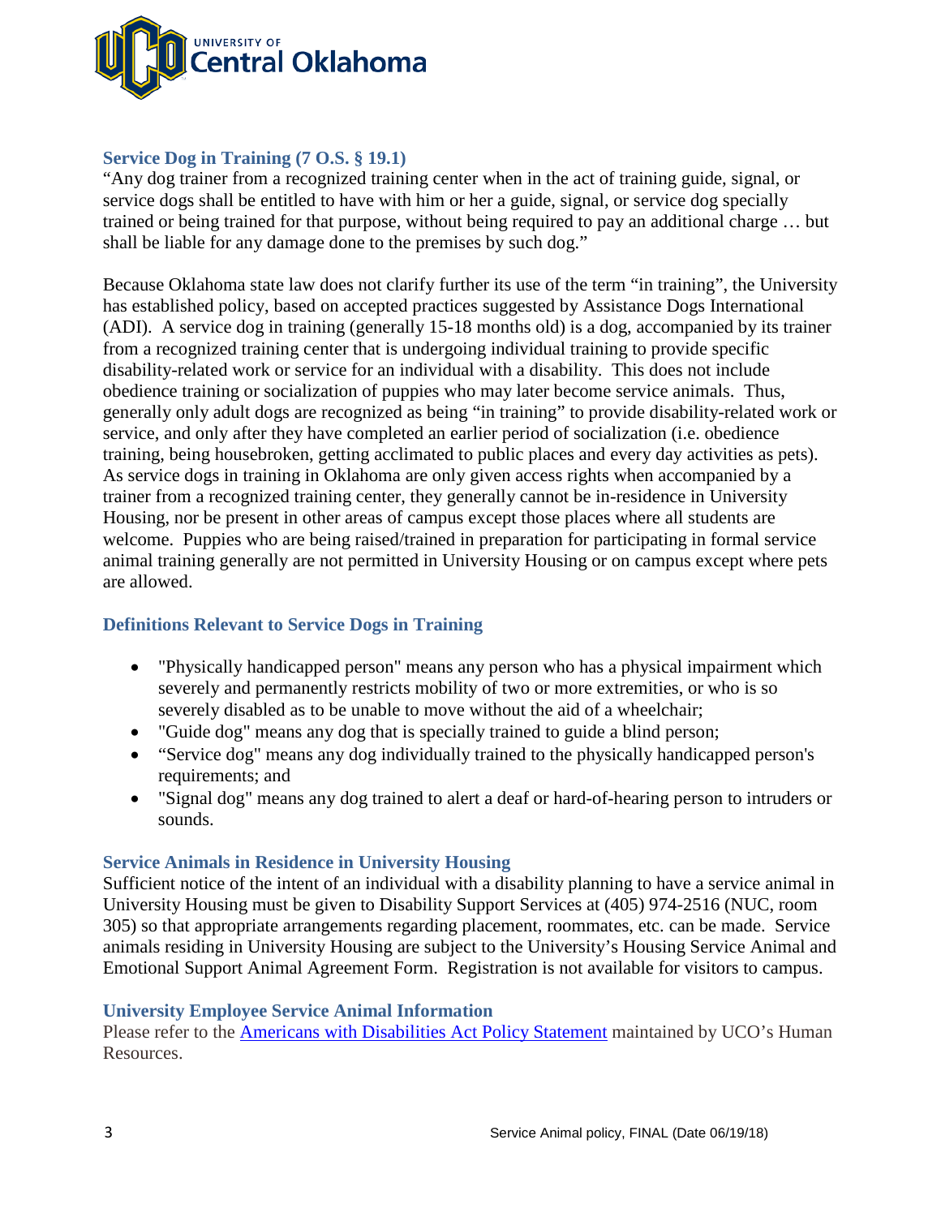## Service Dog in Training (7 O.S. § 19.1)

"Any dog trainer from a recognized training center when in the act of training guide, signal, or service dogs shall be entitled to have with him or her a guide, signal, or service dog specially trained or being trained for that purpose, without being required to pay an additional charge … but shall be liable for any damage done to the premises by such dog."

Because Oklahoma state law does not clarify further its use of the term "in training", the University has established policy, based on accepted practices suggested by Assistance Dogs International (ADI). A service dog in training (generally 15-18 months old) is a dog, accompanied by its trainer from a recognized training center that is undergoing individual training to provide specific disability-related work or service for an individual with a disability. This does not include obedience training or socialization of puppies who may later become service animals. Thus, generally only adult dogs are recognized as being "in training" to provide disability-related work or service, and only after they have completed an earlier period of socialization (i.e. obedience training, being housebroken, getting acclimated to public places and every day activities as pets). As service dogs in training in Oklahoma are only given access rights when accompanied by a trainer from a recognized training center, they generally cannot be in-residence in University Housing, nor be present in other areas of campus except those places where all students are welcome. Puppies who are being raised/trained in preparation for participating in formal service animal training generally are not permitted in University Housing or on campus except where pets are allowed.

## Definitions Relevant to Service Dogs in Training

- "Physically handicapped person" means any person who has a physical impairment which severely and permanently restricts mobility of two or more extremities, or who is so severely disabled as to be unable to move without the aid of a wheelchair;
- "Guide dog" means any dog that is specially trained to guide a blind person;
- "Service dog" means any dog individually trained to the physically handicapped person's requirements; and
- "Signal dog" means any dog trained to alert a deaf or hard-of-hearing person to intruders or sounds.

## Service Animals in Residence in University Housing

Sufficient notice of the intent of an individual with a disability planning to have a service animal in University Housing must be given to Disability Support Services at (405) 974-2516 (NUC, room 305) so that appropriate arrangements regarding placement, roommates, etc. can be made. Service animals residing in University Housing are subject to the University's Housing Service Animal and Emotional Support Animal Agreement Form. Registration is not available for visitors to campus.

## University Employee Service Animal Information

Please refer to the Americans with Disabilities Act Policy Statement maintained by UCO's Human Resources.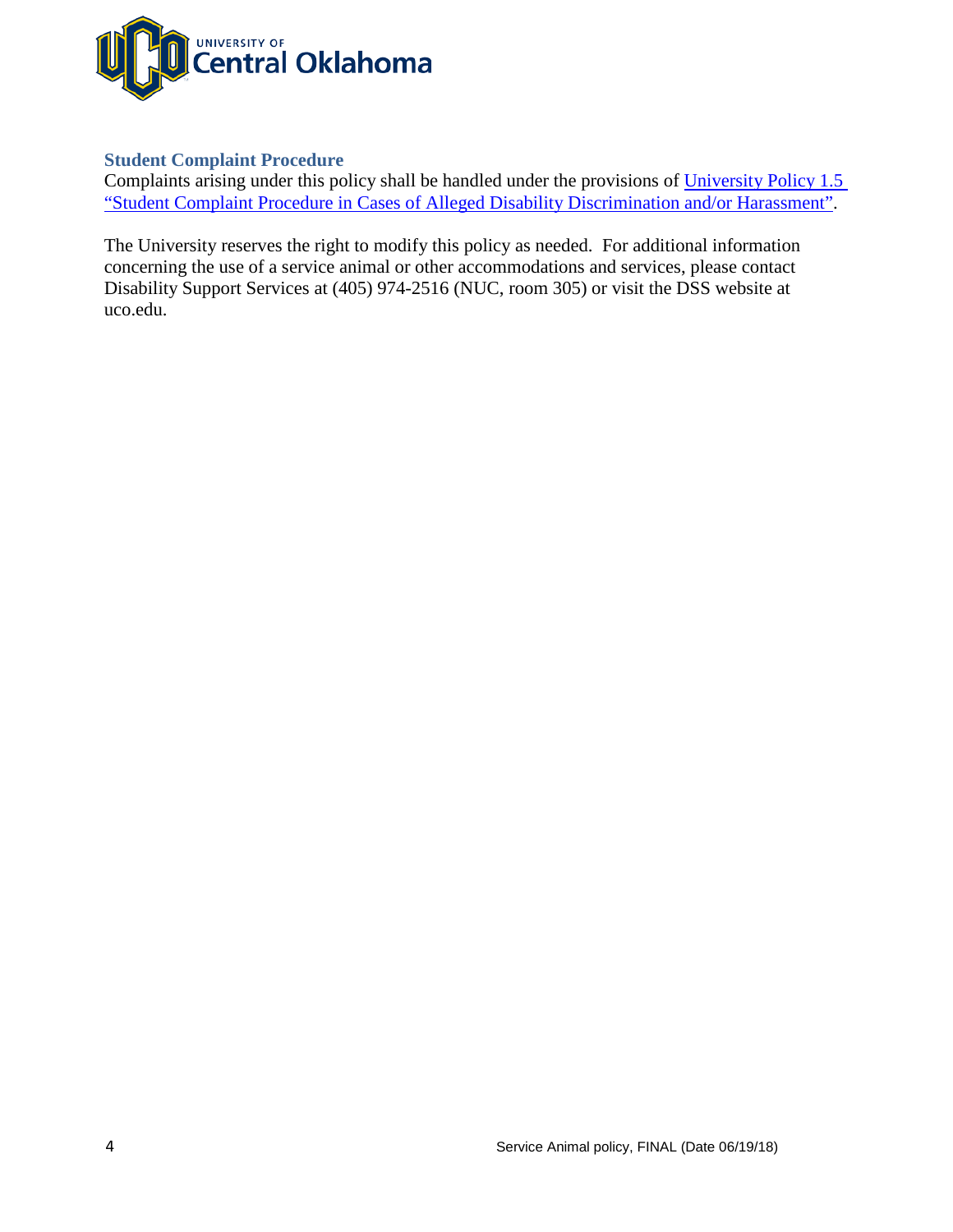### Student Complaint Procedure

Complaints arising under this policy shall be handled under the provisions of University Policy 1.5 "Student Complaint Procedure in Cases of Alleged Disability Discrimination and/or Harassment".

The University reserves the right to modify this policy as needed. For additional information concerning the use of a service animal or other accommodations and services, please contact Disability Support Services at (405) 974-2516 (NUC, room 305) or visit the DSS website at uco.edu.